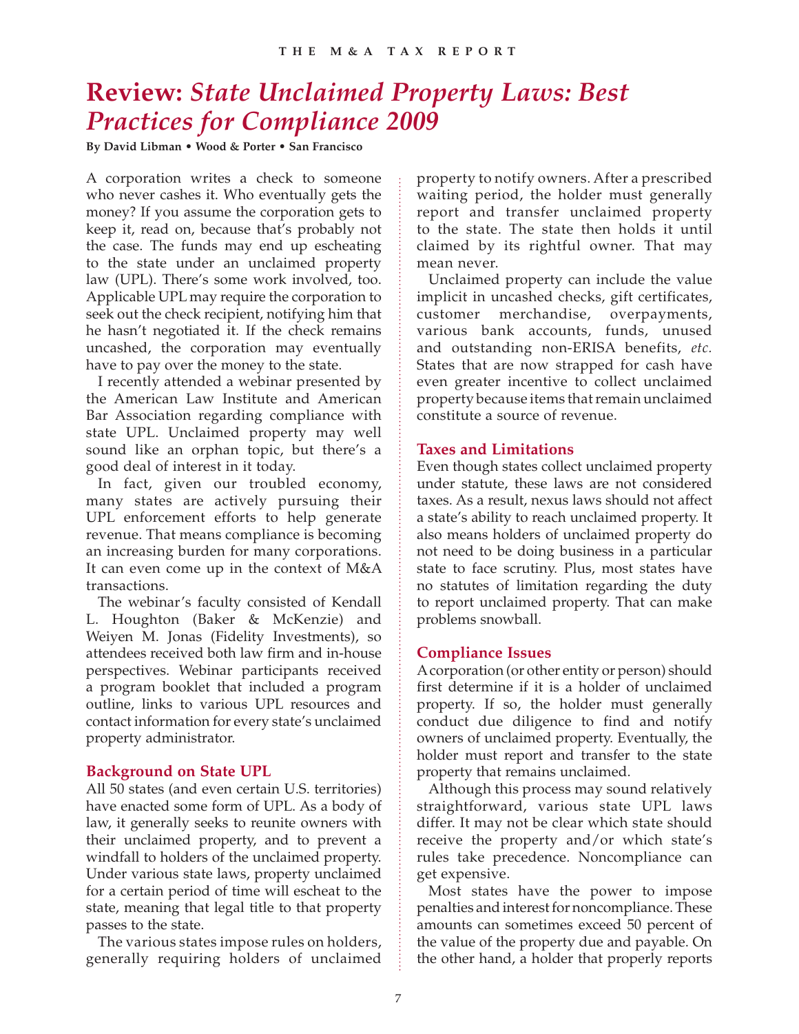# Review: *State Unclaimed Property Laws: Best Practices for Compliance 2009*

**By David Libman • Wood & Porter • San Francisco**

A corporation writes a check to someone who never cashes it. Who eventually gets the money? If you assume the corporation gets to keep it, read on, because that's probably not the case. The funds may end up escheating to the state under an unclaimed property law (UPL). There's some work involved, too. Applicable UPL may require the corporation to seek out the check recipient, notifying him that he hasn't negotiated it. If the check remains uncashed, the corporation may eventually have to pay over the money to the state.

I recently attended a webinar presented by the American Law Institute and American Bar Association regarding compliance with state UPL. Unclaimed property may well sound like an orphan topic, but there's a good deal of interest in it today.

In fact, given our troubled economy, many states are actively pursuing their UPL enforcement efforts to help generate revenue. That means compliance is becoming an increasing burden for many corporations. It can even come up in the context of M&A transactions.

The webinar's faculty consisted of Kendall L. Houghton (Baker & McKenzie) and Weiyen M. Jonas (Fidelity Investments), so attendees received both law firm and in-house perspectives. Webinar participants received a program booklet that included a program outline, links to various UPL resources and contact information for every state's unclaimed property administrator.

## Background on State UPL

All 50 states (and even certain U.S. territories) have enacted some form of UPL. As a body of law, it generally seeks to reunite owners with their unclaimed property, and to prevent a windfall to holders of the unclaimed property. Under various state laws, property unclaimed for a certain period of time will escheat to the state, meaning that legal title to that property passes to the state.

The various states impose rules on holders, generally requiring holders of unclaimed property to notify owners. After a prescribed waiting period, the holder must generally report and transfer unclaimed property to the state. The state then holds it until claimed by its rightful owner. That may mean never.

Unclaimed property can include the value implicit in uncashed checks, gift certificates, customer merchandise, overpayments, various bank accounts, funds, unused and outstanding non-ERISA benefits, *etc.* States that are now strapped for cash have even greater incentive to collect unclaimed property because items that remain unclaimed constitute a source of revenue.

## Taxes and Limitations

Even though states collect unclaimed property under statute, these laws are not considered taxes. As a result, nexus laws should not affect a state's ability to reach unclaimed property. It also means holders of unclaimed property do not need to be doing business in a particular state to face scrutiny. Plus, most states have no statutes of limitation regarding the duty to report unclaimed property. That can make problems snowball.

## Compliance Issues

A corporation (or other entity or person) should first determine if it is a holder of unclaimed property. If so, the holder must generally conduct due diligence to find and notify owners of unclaimed property. Eventually, the holder must report and transfer to the state property that remains unclaimed.

Although this process may sound relatively straightforward, various state UPL laws differ. It may not be clear which state should receive the property and/or which state's rules take precedence. Noncompliance can get expensive.

Most states have the power to impose penalties and interest for noncompliance. These amounts can sometimes exceed 50 percent of the value of the property due and payable. On the other hand, a holder that properly reports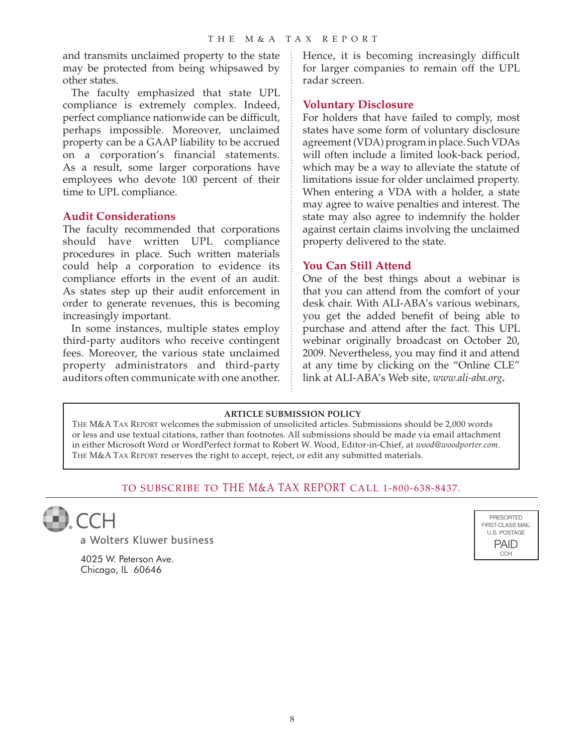and transmits unclaimed property to the state may be protected from being whipsawed by other states.

The faculty emphasized that state UPL compliance is extremely complex. Indeed, perfect compliance nationwide can be difficult, perhaps impossible. Moreover, unclaimed property can be a GAAP liability to be accrued on a corporation's financial statements. As a result, some larger corporations have employees who devote 100 percent of their time to UPL compliance.

## Audit Considerations

The faculty recommended that corporations should have written UPL compliance procedures in place. Such written materials could help a corporation to evidence its compliance efforts in the event of an audit. As states step up their audit enforcement in order to generate revenues, this is becoming increasingly important.

In some instances, multiple states employ third-party auditors who receive contingent fees. Moreover, the various state unclaimed property administrators and third-party auditors often communicate with one another. Hence, it is becoming increasingly difficult for larger companies to remain off the UPL radar screen.

## Voluntary Disclosure

For holders that have failed to comply, most states have some form of voluntary disclosure agreement (VDA) program in place. Such VDAs will often include a limited look-back period, which may be a way to alleviate the statute of limitations issue for older unclaimed property. When entering a VDA with a holder, a state may agree to waive penalties and interest. The state may also agree to indemnify the holder against certain claims involving the unclaimed property delivered to the state.

## You Can Still Attend

One of the best things about a webinar is that you can attend from the comfort of your desk chair. With ALI-ABA's various webinars, you get the added benefit of being able to purchase and attend after the fact. This UPL webinar originally broadcast on October 20, 2009. Nevertheless, you may find it and attend at any time by clicking on the "Online CLE" link at ALI-ABA's Web site, *www.ali-aba.org*.

---

**ARTICLE SUBMISSION POLICY**

THE M&A TAX REPORT welcomes the submission of unsolicited articles. Submissions should be 2,000 words or less and use textual citations, rather than footnotes. All submissions should be made via email attachment in either Microsoft Word or WordPerfect format to Robert W. Wood, Editor-in-Chief, at *wood@woodporter.com*. THE M&A TAX REPORT reserves the right to accept, reject, or edit any submitted materials.

---

TO SUBSCRIBE TO THE M&A TAX REPORT CALL 1-800-638-8437.

CCH
a Wolters Kluwer business

4025 W. Peterson Ave.
Chicago, IL 60646

PRESORTED
FIRST-CLASS MAIL
U.S. POSTAGE
PAID
CCH